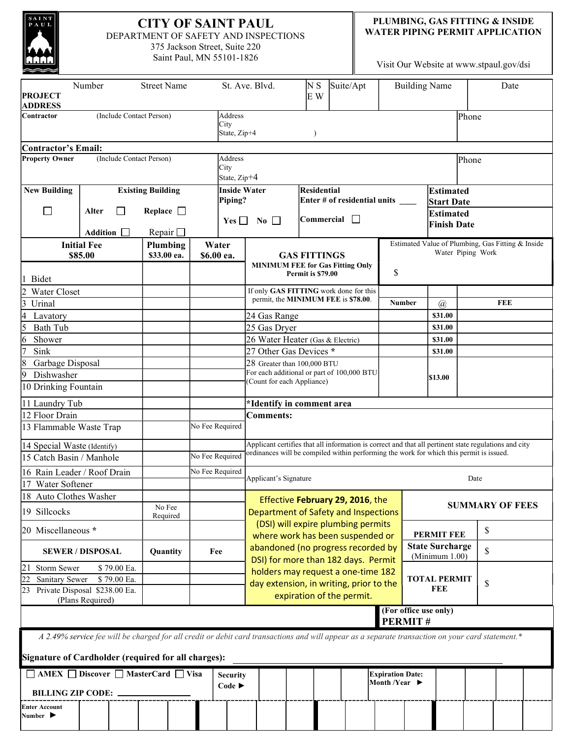# CITY OF SAINT PAUL

DEPARTMENT OF SAFETY AND INSPECTIONS
375 Jackson Street, Suite 220
Saint Paul, MN 55101-1826

## PLUMBING, GAS FITTING & INSIDE WATER PIPING PERMIT APPLICATION

Visit Our Website at www.stpaul.gov/dsi

| **PROJECT ADDRESS** | Number | Street Name | St. Ave. Blvd. | N S E W | Suite/Apt | Building Name | Date |
|---|---|---|---|---|---|---|---|
| | | | | | | | |

| **Contractor** (Include Contact Person) | Address City State, Zip+4 ) | Phone |
|---|---|---|
| **Contractor's Email:** | | |
| **Property Owner** (Include Contact Person) | Address City State, Zip+4 | Phone |

| **New Building** | **Existing Building** | | **Inside Water Piping?** | **Residential** Enter # of residential units ____ | **Estimated Start Date** |
|---|---|---|---|---|---|
| ☐ | Alter ☐ | Replace ☐ | Yes ☐ No ☐ | **Commercial** ☐ | **Estimated Finish Date** |
| | Addition ☐ | Repair ☐ | | | |

| **Initial Fee $85.00** | **Plumbing $33.00 ea.** | **Water $6.00 ea.** |
|---|---|---|
| 1 Bidet | | |
| 2 Water Closet | | |
| 3 Urinal | | |
| 4 Lavatory | | |
| 5 Bath Tub | | |
| 6 Shower | | |
| 7 Sink | | |
| 8 Garbage Disposal | | |
| 9 Dishwasher | | |
| 10 Drinking Fountain | | |
| 11 Laundry Tub | | |
| 12 Floor Drain | | |
| 13 Flammable Waste Trap | | No Fee Required |
| 14 Special Waste (Identify) | | |
| 15 Catch Basin / Manhole | | No Fee Required |
| 16 Rain Leader / Roof Drain | | No Fee Required |
| 17 Water Softener | | |
| 18 Auto Clothes Washer | | |
| 19 Sillcocks | No Fee Required | |
| 20 Miscellaneous * | | |

| **SEWER / DISPOSAL** | **Quantity** | **Fee** |
|---|---|---|
| 21 Storm Sewer $ 79.00 Ea. | | |
| 22 Sanitary Sewer $ 79.00 Ea. | | |
| 23 Private Disposal $238.00 Ea. (Plans Required) | | |

**GAS FITTINGS**
**MINIMUM FEE for Gas Fitting Only Permit is $79.00**

Estimated Value of Plumbing, Gas Fitting & Inside Water Piping Work: $

If only **GAS FITTING** work done for this permit, the **MINIMUM FEE** is **$78.00**.

| | **Number** | **@** | **FEE** |
|---|---|---|---|
| 24 Gas Range | | $31.00 | |
| 25 Gas Dryer | | $31.00 | |
| 26 Water Heater (Gas & Electric) | | $31.00 | |
| 27 Other Gas Devices * | | $31.00 | |
| 28 Greater than 100,000 BTU For each additional or part of 100,000 BTU (Count for each Appliance) | | $13.00 | |

***Identify in comment area**

**Comments:**

Applicant certifies that all information is correct and that all pertinent state regulations and city ordinances will be compiled within performing the work for which this permit is issued.

Applicant's Signature                                        Date

Effective **February 29, 2016**, the Department of Safety and Inspections (DSI) will expire plumbing permits where work has been suspended or abandoned (no progress recorded by DSI) for more than 182 days. Permit holders may request a one-time 182 day extension, in writing, prior to the expiration of the permit.

| **SUMMARY OF FEES** | |
|---|---|
| **PERMIT FEE** | $ |
| **State Surcharge** (Minimum 1.00) | $ |
| **TOTAL PERMIT FEE** | $ |

(For office use only)
**PERMIT #**

*A 2.49% service fee will be charged for all credit or debit card transactions and will appear as a separate transaction on your card statement.**

**Signature of Cardholder (required for all charges):** ____________________

☐ AMEX ☐ Discover ☐ MasterCard ☐ Visa    **Security Code ►**    **Expiration Date: Month /Year ►**

**BILLING ZIP CODE:** ____________

**Enter Account Number ►**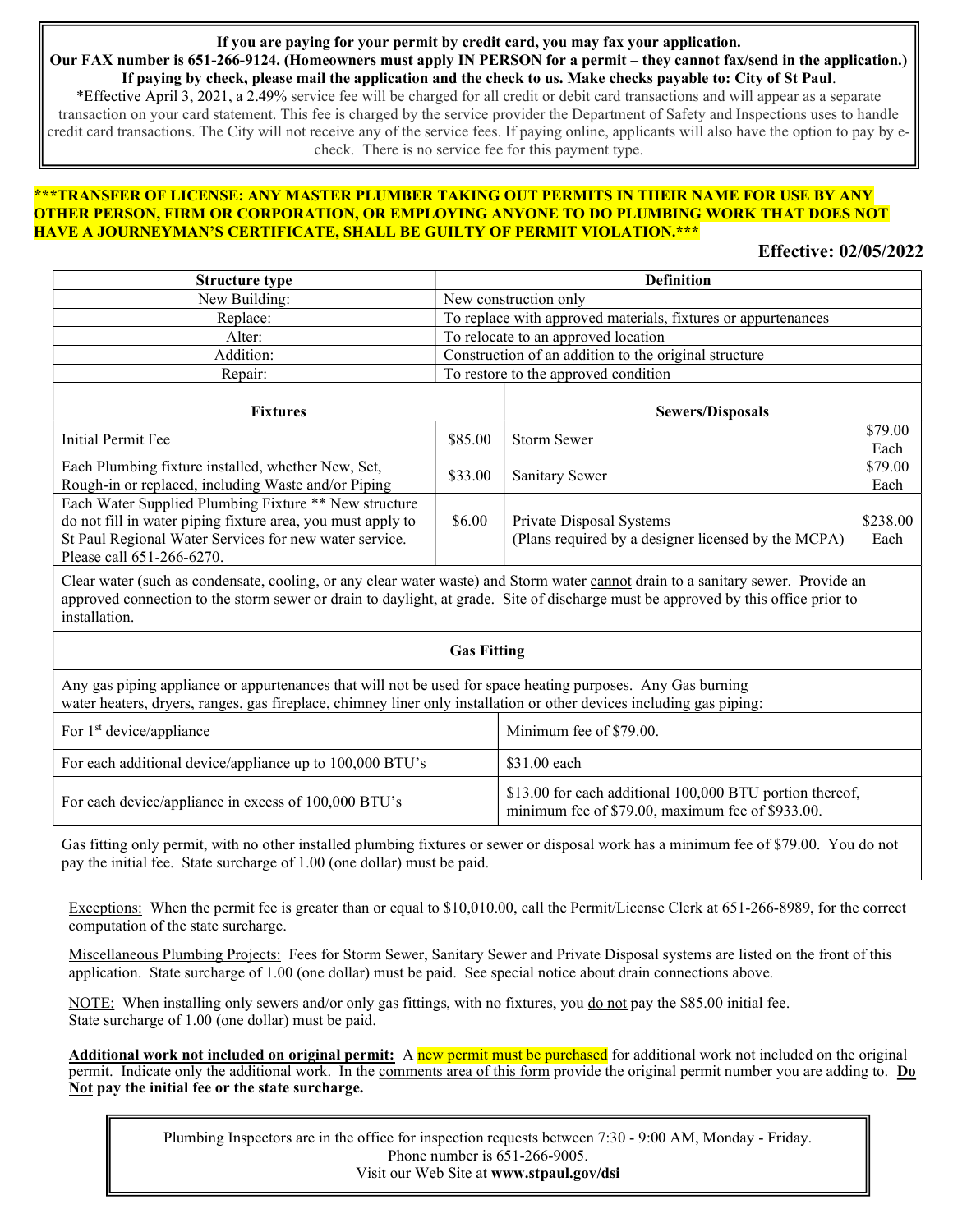**If you are paying for your permit by credit card, you may fax your application.**
**Our FAX number is 651-266-9124. (Homeowners must apply IN PERSON for a permit – they cannot fax/send in the application.)**
**If paying by check, please mail the application and the check to us. Make checks payable to: City of St Paul**.
*Effective April 3, 2021, a 2.49% service fee will be charged for all credit or debit card transactions and will appear as a separate transaction on your card statement. This fee is charged by the service provider the Department of Safety and Inspections uses to handle credit card transactions. The City will not receive any of the service fees. If paying online, applicants will also have the option to pay by e-check. There is no service fee for this payment type.

*****TRANSFER OF LICENSE: ANY MASTER PLUMBER TAKING OUT PERMITS IN THEIR NAME FOR USE BY ANY OTHER PERSON, FIRM OR CORPORATION, OR EMPLOYING ANYONE TO DO PLUMBING WORK THAT DOES NOT HAVE A JOURNEYMAN'S CERTIFICATE, SHALL BE GUILTY OF PERMIT VIOLATION.*****

**Effective: 02/05/2022**

| Structure type | Definition |
|---|---|
| New Building: | New construction only |
| Replace: | To replace with approved materials, fixtures or appurtenances |
| Alter: | To relocate to an approved location |
| Addition: | Construction of an addition to the original structure |
| Repair: | To restore to the approved condition |

| Fixtures | | Sewers/Disposals | |
|---|---|---|---|
| Initial Permit Fee | $85.00 | Storm Sewer | $79.00 Each |
| Each Plumbing fixture installed, whether New, Set, Rough-in or replaced, including Waste and/or Piping | $33.00 | Sanitary Sewer | $79.00 Each |
| Each Water Supplied Plumbing Fixture ** New structure do not fill in water piping fixture area, you must apply to St Paul Regional Water Services for new water service. Please call 651-266-6270. | $6.00 | Private Disposal Systems (Plans required by a designer licensed by the MCPA) | $238.00 Each |

Clear water (such as condensate, cooling, or any clear water waste) and Storm water cannot drain to a sanitary sewer. Provide an approved connection to the storm sewer or drain to daylight, at grade. Site of discharge must be approved by this office prior to installation.

**Gas Fitting**

Any gas piping appliance or appurtenances that will not be used for space heating purposes. Any Gas burning water heaters, dryers, ranges, gas fireplace, chimney liner only installation or other devices including gas piping:

| | |
|---|---|
| For 1st device/appliance | Minimum fee of $79.00. |
| For each additional device/appliance up to 100,000 BTU's | $31.00 each |
| For each device/appliance in excess of 100,000 BTU's | $13.00 for each additional 100,000 BTU portion thereof, minimum fee of $79.00, maximum fee of $933.00. |

Gas fitting only permit, with no other installed plumbing fixtures or sewer or disposal work has a minimum fee of $79.00. You do not pay the initial fee. State surcharge of 1.00 (one dollar) must be paid.

Exceptions: When the permit fee is greater than or equal to $10,010.00, call the Permit/License Clerk at 651-266-8989, for the correct computation of the state surcharge.

Miscellaneous Plumbing Projects: Fees for Storm Sewer, Sanitary Sewer and Private Disposal systems are listed on the front of this application. State surcharge of 1.00 (one dollar) must be paid. See special notice about drain connections above.

NOTE: When installing only sewers and/or only gas fittings, with no fixtures, you do not pay the $85.00 initial fee. State surcharge of 1.00 (one dollar) must be paid.

**Additional work not included on original permit:** A new permit must be purchased for additional work not included on the original permit. Indicate only the additional work. In the comments area of this form provide the original permit number you are adding to. **Do Not pay the initial fee or the state surcharge.**

Plumbing Inspectors are in the office for inspection requests between 7:30 - 9:00 AM, Monday - Friday.
Phone number is 651-266-9005.
Visit our Web Site at **www.stpaul.gov/dsi**